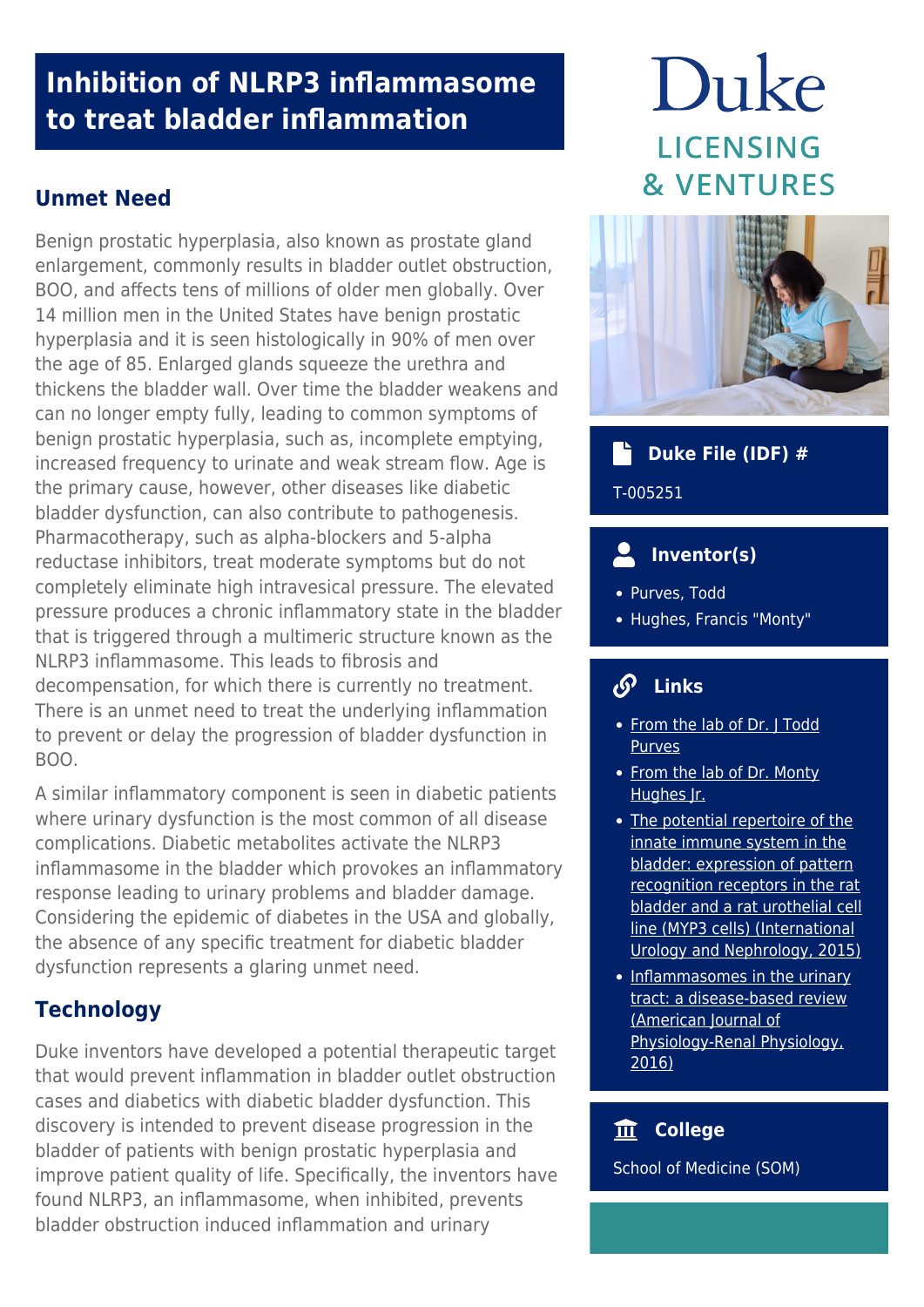# Inhibition of NLRP3 inflammasome to treat bladder inflammation

## Unmet Need

Benign prostatic hyperplasia, also known as prostate gland enlargement, commonly results in bladder outlet obstruction, BOO, and affects tens of millions of older men globally. Over 14 million men in the United States have benign prostatic hyperplasia and it is seen histologically in 90% of men over the age of 85. Enlarged glands squeeze the urethra and thickens the bladder wall. Over time the bladder weakens and can no longer empty fully, leading to common symptoms of benign prostatic hyperplasia, such as, incomplete emptying, increased frequency to urinate and weak stream flow. Age is the primary cause, however, other diseases like diabetic bladder dysfunction, can also contribute to pathogenesis. Pharmacotherapy, such as alpha-blockers and 5-alpha reductase inhibitors, treat moderate symptoms but do not completely eliminate high intravesical pressure. The elevated pressure produces a chronic inflammatory state in the bladder that is triggered through a multimeric structure known as the NLRP3 inflammasome. This leads to fibrosis and decompensation, for which there is currently no treatment. There is an unmet need to treat the underlying inflammation to prevent or delay the progression of bladder dysfunction in BOO.

A similar inflammatory component is seen in diabetic patients where urinary dysfunction is the most common of all disease complications. Diabetic metabolites activate the NLRP3 inflammasome in the bladder which provokes an inflammatory response leading to urinary problems and bladder damage. Considering the epidemic of diabetes in the USA and globally, the absence of any specific treatment for diabetic bladder dysfunction represents a glaring unmet need.

## Technology

Duke inventors have developed a potential therapeutic target that would prevent inflammation in bladder outlet obstruction cases and diabetics with diabetic bladder dysfunction. This discovery is intended to prevent disease progression in the bladder of patients with benign prostatic hyperplasia and improve patient quality of life. Specifically, the inventors have found NLRP3, an inflammasome, when inhibited, prevents bladder obstruction induced inflammation and urinary

Duke LICENSING & VENTURES

### Duke File (IDF) #

T-005251

### Inventor(s)

- Purves, Todd
- Hughes, Francis "Monty"

### Links

- From the lab of Dr. J Todd Purves
- From the lab of Dr. Monty Hughes Jr.
- The potential repertoire of the innate immune system in the bladder: expression of pattern recognition receptors in the rat bladder and a rat urothelial cell line (MYP3 cells) (International Urology and Nephrology, 2015)
- Inflammasomes in the urinary tract: a disease-based review (American Journal of Physiology-Renal Physiology, 2016)

### College

School of Medicine (SOM)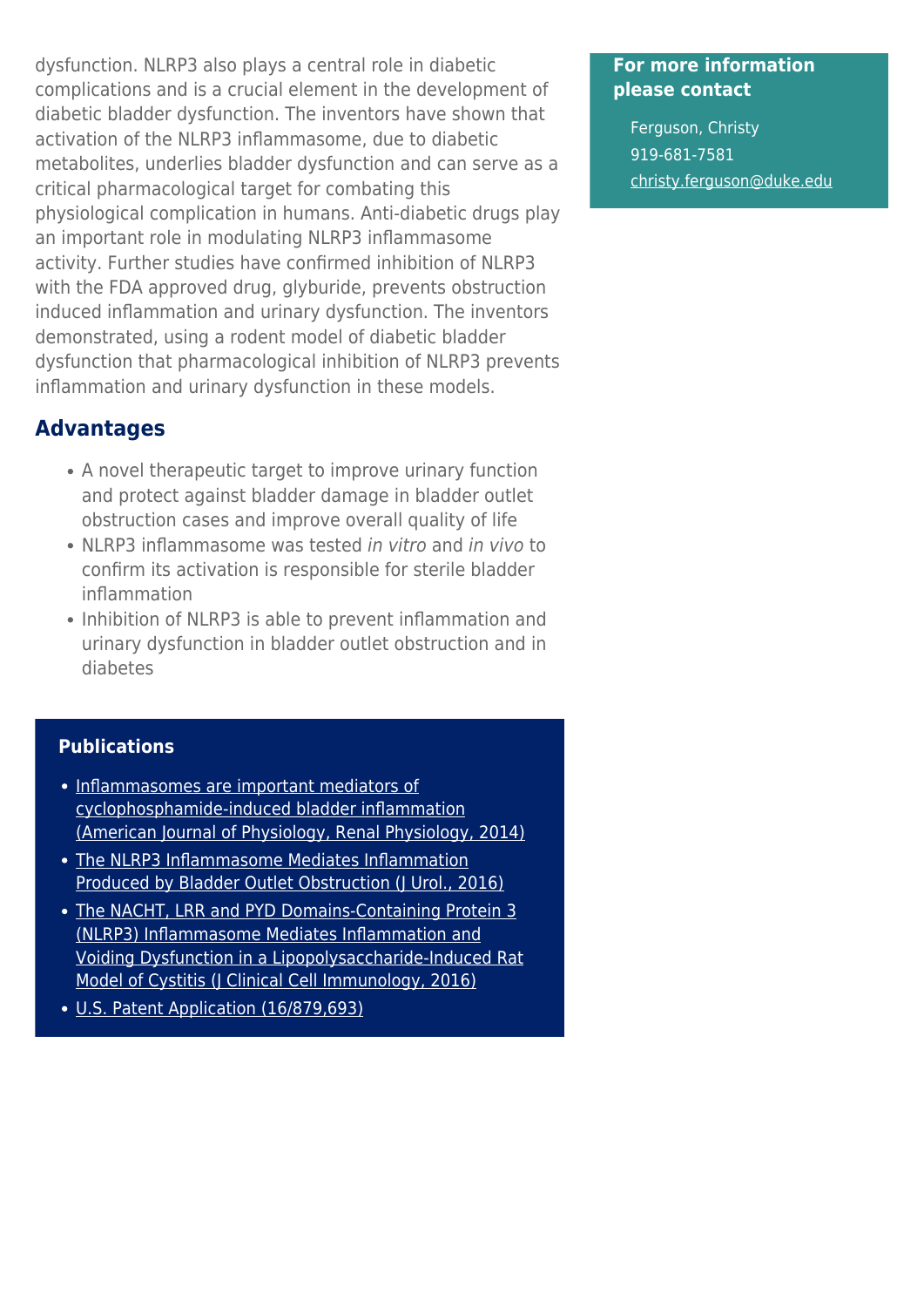dysfunction. NLRP3 also plays a central role in diabetic complications and is a crucial element in the development of diabetic bladder dysfunction. The inventors have shown that activation of the NLRP3 inflammasome, due to diabetic metabolites, underlies bladder dysfunction and can serve as a critical pharmacological target for combating this physiological complication in humans. Anti-diabetic drugs play an important role in modulating NLRP3 inflammasome activity. Further studies have confirmed inhibition of NLRP3 with the FDA approved drug, glyburide, prevents obstruction induced inflammation and urinary dysfunction. The inventors demonstrated, using a rodent model of diabetic bladder dysfunction that pharmacological inhibition of NLRP3 prevents inflammation and urinary dysfunction in these models.

## Advantages

- A novel therapeutic target to improve urinary function and protect against bladder damage in bladder outlet obstruction cases and improve overall quality of life
- NLRP3 inflammasome was tested *in vitro* and *in vivo* to confirm its activation is responsible for sterile bladder inflammation
- Inhibition of NLRP3 is able to prevent inflammation and urinary dysfunction in bladder outlet obstruction and in diabetes

### Publications

- Inflammasomes are important mediators of cyclophosphamide-induced bladder inflammation (American Journal of Physiology, Renal Physiology, 2014)
- The NLRP3 Inflammasome Mediates Inflammation Produced by Bladder Outlet Obstruction (J Urol., 2016)
- The NACHT, LRR and PYD Domains-Containing Protein 3 (NLRP3) Inflammasome Mediates Inflammation and Voiding Dysfunction in a Lipopolysaccharide-Induced Rat Model of Cystitis (J Clinical Cell Immunology, 2016)
- U.S. Patent Application (16/879,693)

**For more information please contact**

Ferguson, Christy
919-681-7581
christy.ferguson@duke.edu